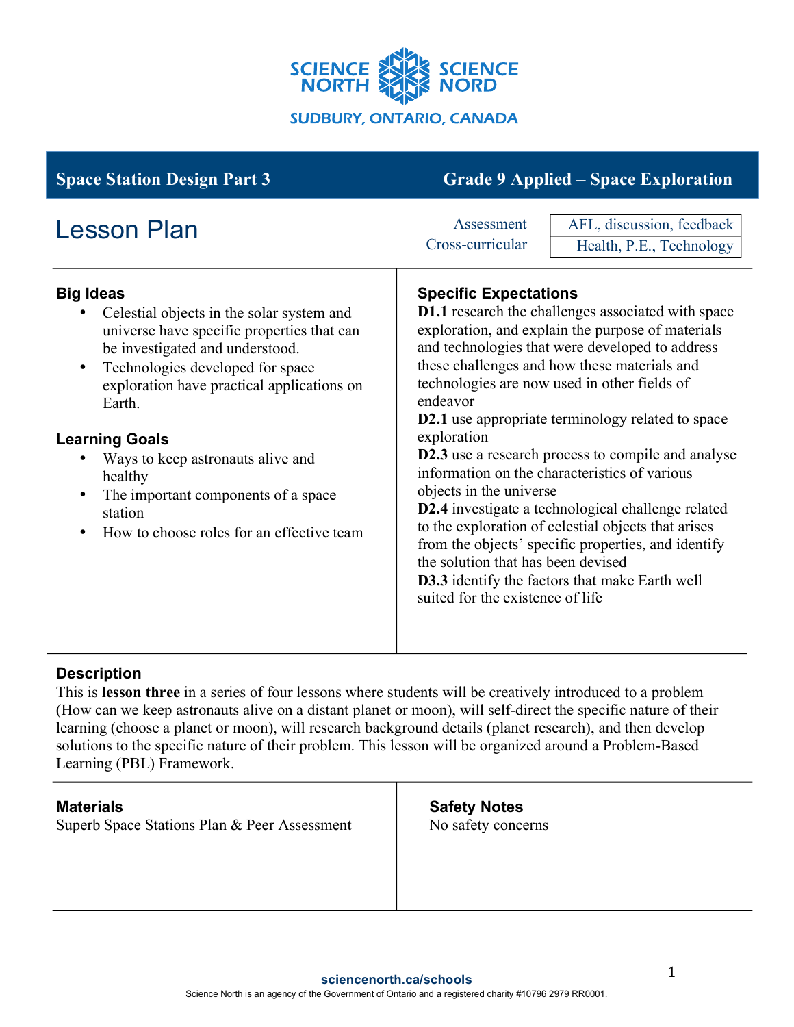SCIENCE NORTH SCIENCE NORD

SUDBURY, ONTARIO, CANADA

## Space Station Design Part 3 — Grade 9 Applied – Space Exploration

# Lesson Plan

| Assessment | AFL, discussion, feedback |
| --- | --- |
| Cross-curricular | Health, P.E., Technology |

### Big Ideas

- Celestial objects in the solar system and universe have specific properties that can be investigated and understood.
- Technologies developed for space exploration have practical applications on Earth.

### Learning Goals

- Ways to keep astronauts alive and healthy
- The important components of a space station
- How to choose roles for an effective team

### Specific Expectations

**D1.1** research the challenges associated with space exploration, and explain the purpose of materials and technologies that were developed to address these challenges and how these materials and technologies are now used in other fields of endeavor

**D2.1** use appropriate terminology related to space exploration

**D2.3** use a research process to compile and analyse information on the characteristics of various objects in the universe

**D2.4** investigate a technological challenge related to the exploration of celestial objects that arises from the objects' specific properties, and identify the solution that has been devised

**D3.3** identify the factors that make Earth well suited for the existence of life

### Description

This is **lesson three** in a series of four lessons where students will be creatively introduced to a problem (How can we keep astronauts alive on a distant planet or moon), will self-direct the specific nature of their learning (choose a planet or moon), will research background details (planet research), and then develop solutions to the specific nature of their problem. This lesson will be organized around a Problem-Based Learning (PBL) Framework.

### Materials

Superb Space Stations Plan & Peer Assessment

### Safety Notes

No safety concerns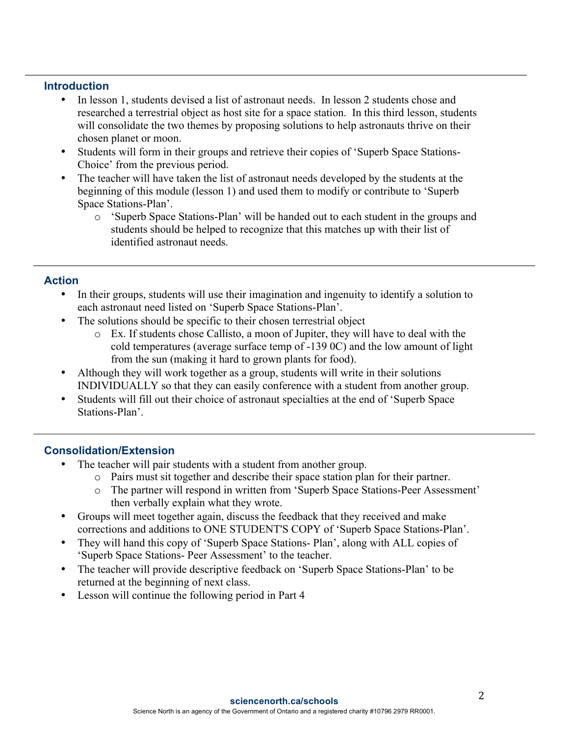## Introduction

- In lesson 1, students devised a list of astronaut needs. In lesson 2 students chose and researched a terrestrial object as host site for a space station. In this third lesson, students will consolidate the two themes by proposing solutions to help astronauts thrive on their chosen planet or moon.
- Students will form in their groups and retrieve their copies of 'Superb Space Stations-Choice' from the previous period.
- The teacher will have taken the list of astronaut needs developed by the students at the beginning of this module (lesson 1) and used them to modify or contribute to 'Superb Space Stations-Plan'.
  - 'Superb Space Stations-Plan' will be handed out to each student in the groups and students should be helped to recognize that this matches up with their list of identified astronaut needs.

## Action

- In their groups, students will use their imagination and ingenuity to identify a solution to each astronaut need listed on 'Superb Space Stations-Plan'.
- The solutions should be specific to their chosen terrestrial object
  - Ex. If students chose Callisto, a moon of Jupiter, they will have to deal with the cold temperatures (average surface temp of -139 0C) and the low amount of light from the sun (making it hard to grown plants for food).
- Although they will work together as a group, students will write in their solutions INDIVIDUALLY so that they can easily conference with a student from another group.
- Students will fill out their choice of astronaut specialties at the end of 'Superb Space Stations-Plan'.

## Consolidation/Extension

- The teacher will pair students with a student from another group.
  - Pairs must sit together and describe their space station plan for their partner.
  - The partner will respond in written from 'Superb Space Stations-Peer Assessment' then verbally explain what they wrote.
- Groups will meet together again, discuss the feedback that they received and make corrections and additions to ONE STUDENT'S COPY of 'Superb Space Stations-Plan'.
- They will hand this copy of 'Superb Space Stations- Plan', along with ALL copies of 'Superb Space Stations- Peer Assessment' to the teacher.
- The teacher will provide descriptive feedback on 'Superb Space Stations-Plan' to be returned at the beginning of next class.
- Lesson will continue the following period in Part 4